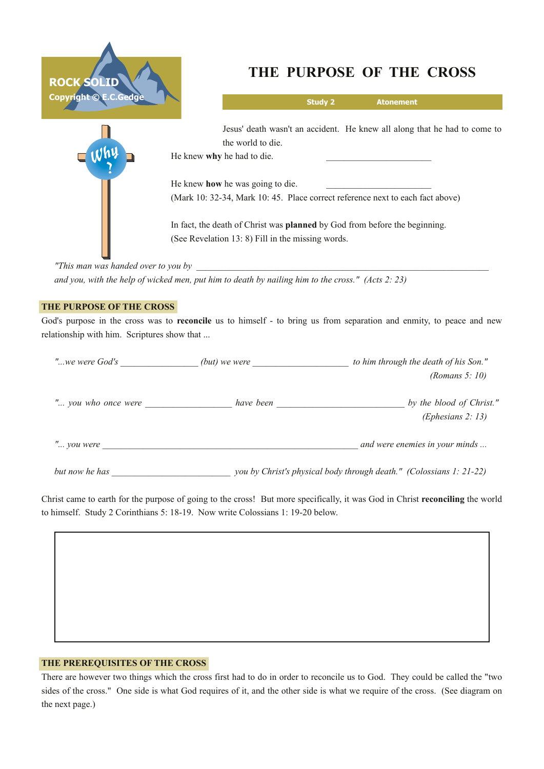ROCK SOLID
Copyright © E.C.Gedge

# THE PURPOSE OF THE CROSS

**Study 2** **Atonement**

Jesus' death wasn't an accident. He knew all along that he had to come to the world to die.

He knew **why** he had to die. ______________________

He knew **how** he was going to die. ______________________

(Mark 10: 32-34, Mark 10: 45. Place correct reference next to each fact above)

In fact, the death of Christ was **planned** by God from before the beginning.
(See Revelation 13: 8) Fill in the missing words.

*"This man was handed over to you by* ______________________________________________________________
*and you, with the help of wicked men, put him to death by nailing him to the cross." (Acts 2: 23)*

## THE PURPOSE OF THE CROSS

God's purpose in the cross was to **reconcile** us to himself - to bring us from separation and enmity, to peace and new relationship with him. Scriptures show that ...

*"...we were God's* ________________ *(but) we were* ____________________ *to him through the death of his Son."*
*(Romans 5: 10)*

*"... you who once were* __________________ *have been* ___________________________ *by the blood of Christ."*
*(Ephesians 2: 13)*

*"... you were* ______________________________________________________ *and were enemies in your minds ...*

*but now he has* _________________________ *you by Christ's physical body through death." (Colossians 1: 21-22)*

Christ came to earth for the purpose of going to the cross! But more specifically, it was God in Christ **reconciling** the world to himself. Study 2 Corinthians 5: 18-19. Now write Colossians 1: 19-20 below.

| |
|---|
| |

## THE PREREQUISITES OF THE CROSS

There are however two things which the cross first had to do in order to reconcile us to God. They could be called the "two sides of the cross." One side is what God requires of it, and the other side is what we require of the cross. (See diagram on the next page.)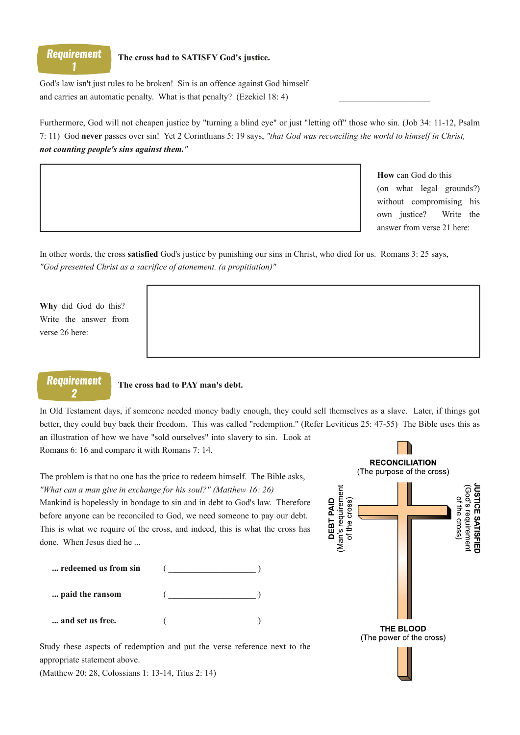## Requirement 1

**The cross had to SATISFY God's justice.**

God's law isn't just rules to be broken! Sin is an offence against God himself and carries an automatic penalty. What is that penalty? (Ezekiel 18: 4) ______________________

Furthermore, God will not cheapen justice by "turning a blind eye" or just "letting off" those who sin. (Job 34: 11-12, Psalm 7: 11) God **never** passes over sin! Yet 2 Corinthians 5: 19 says, *"that God was reconciling the world to himself in Christ,* ***not counting people's sins against them."***

**How** can God do this (on what legal grounds?) without compromising his own justice? Write the answer from verse 21 here:

In other words, the cross **satisfied** God's justice by punishing our sins in Christ, who died for us. Romans 3: 25 says, *"God presented Christ as a sacrifice of atonement. (a propitiation)"*

**Why** did God do this? Write the answer from verse 26 here:

## Requirement 2

**The cross had to PAY man's debt.**

In Old Testament days, if someone needed money badly enough, they could sell themselves as a slave. Later, if things got better, they could buy back their freedom. This was called "redemption." (Refer Leviticus 25: 47-55) The Bible uses this as an illustration of how we have "sold ourselves" into slavery to sin. Look at Romans 6: 16 and compare it with Romans 7: 14.

The problem is that no one has the price to redeem himself. The Bible asks, *"What can a man give in exchange for his soul?" (Matthew 16: 26)* Mankind is hopelessly in bondage to sin and in debt to God's law. Therefore before anyone can be reconciled to God, we need someone to pay our debt. This is what we require of the cross, and indeed, this is what the cross has done. When Jesus died he ...

**... redeemed us from sin** ( ____________________ )

**... paid the ransom** ( ____________________ )

**... and set us free.** ( ____________________ )

Study these aspects of redemption and put the verse reference next to the appropriate statement above.
(Matthew 20: 28, Colossians 1: 13-14, Titus 2: 14)

**RECONCILIATION**
(The purpose of the cross)

**DEBT PAID**
(Man's requirement of the cross)

**JUSTICE SATISFIED**
(God's requirement of the cross)

**THE BLOOD**
(The power of the cross)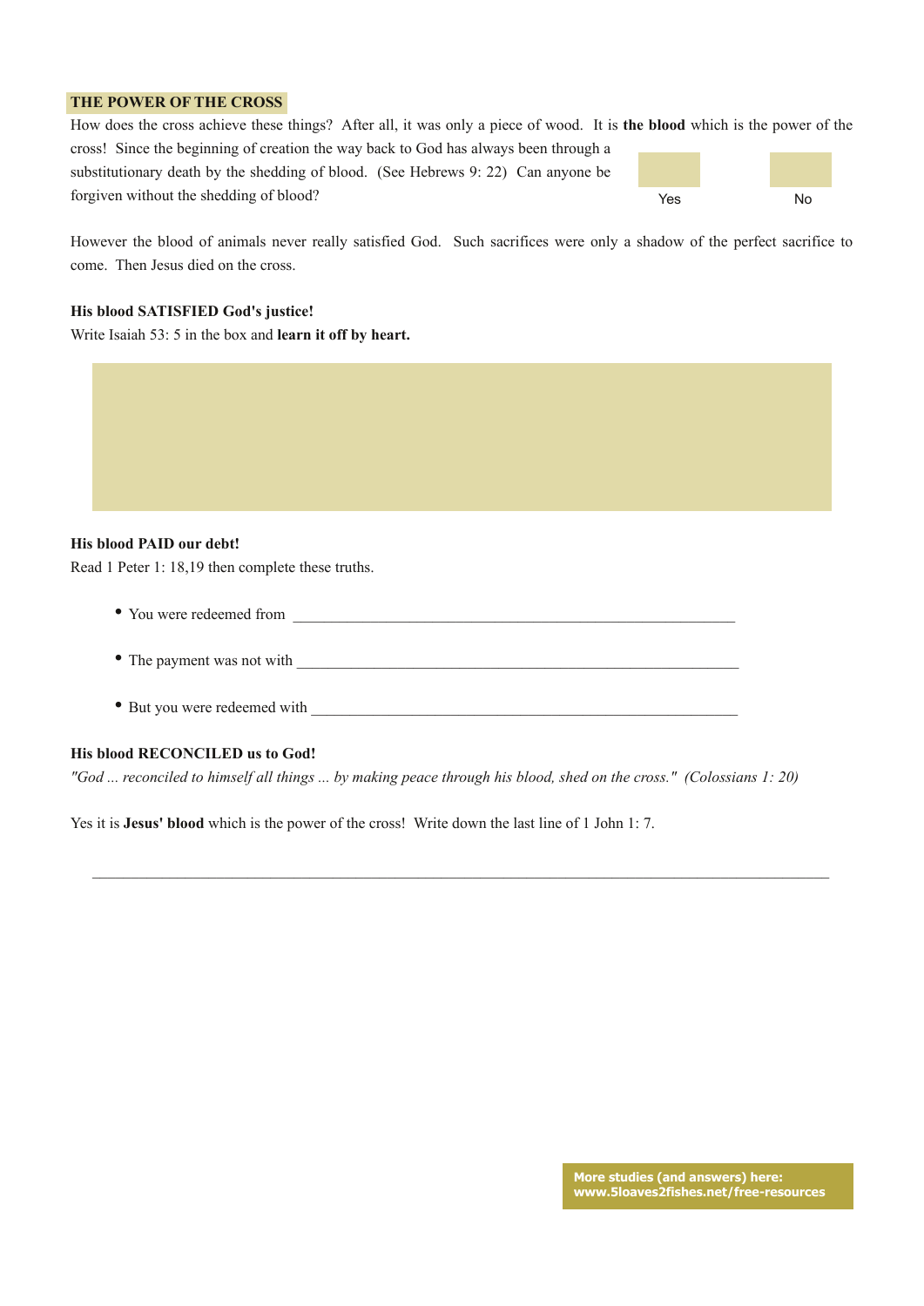## THE POWER OF THE CROSS

How does the cross achieve these things? After all, it was only a piece of wood. It is **the blood** which is the power of the cross! Since the beginning of creation the way back to God has always been through a substitutionary death by the shedding of blood. (See Hebrews 9: 22) Can anyone be forgiven without the shedding of blood?

Yes No

However the blood of animals never really satisfied God. Such sacrifices were only a shadow of the perfect sacrifice to come. Then Jesus died on the cross.

**His blood SATISFIED God's justice!**

Write Isaiah 53: 5 in the box and **learn it off by heart.**

**His blood PAID our debt!**

Read 1 Peter 1: 18,19 then complete these truths.

- You were redeemed from ____________________________________________________________
- The payment was not with ____________________________________________________________
- But you were redeemed with ____________________________________________________________

**His blood RECONCILED us to God!**

*"God ... reconciled to himself all things ... by making peace through his blood, shed on the cross." (Colossians 1: 20)*

Yes it is **Jesus' blood** which is the power of the cross! Write down the last line of 1 John 1: 7.

____________________________________________________________________________________________

More studies (and answers) here:
www.5loaves2fishes.net/free-resources